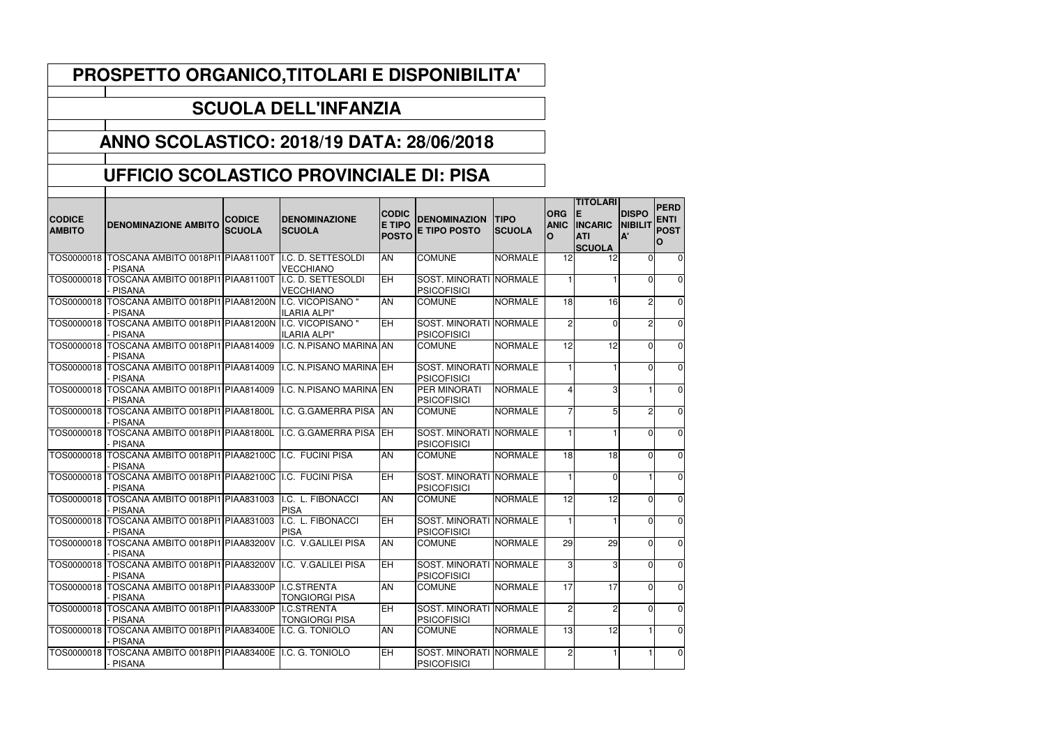# PROSPETTO ORGANICO,TITOLARI E DISPONIBILITA'

## SCUOLA DELL'INFANZIA

## ANNO SCOLASTICO: 2018/19 DATA: 28/06/2018

## UFFICIO SCOLASTICO PROVINCIALE DI: PISA

| CODICE AMBITO | DENOMINAZIONE AMBITO | CODICE SCUOLA | DENOMINAZIONE SCUOLA | CODICE TIPO POSTO | DENOMINAZIONE TIPO POSTO | TIPO SCUOLA | ORGANICO | TITOLARI E INCARICATI SCUOLA | DISPONIBILITA' | PERDENTI POSTO |
|---|---|---|---|---|---|---|---|---|---|---|
| TOS0000018 | TOSCANA AMBITO 0018PI1 - PISANA | PIAA81100T | I.C. D. SETTESOLDI VECCHIANO | AN | COMUNE | NORMALE | 12 | 12 | 0 | 0 |
| TOS0000018 | TOSCANA AMBITO 0018PI1 - PISANA | PIAA81100T | I.C. D. SETTESOLDI VECCHIANO | EH | SOST. MINORATI PSICOFISICI | NORMALE | 1 | 1 | 0 | 0 |
| TOS0000018 | TOSCANA AMBITO 0018PI1 - PISANA | PIAA81200N | I.C. VICOPISANO " ILARIA ALPI" | AN | COMUNE | NORMALE | 18 | 16 | 2 | 0 |
| TOS0000018 | TOSCANA AMBITO 0018PI1 - PISANA | PIAA81200N | I.C. VICOPISANO " ILARIA ALPI" | EH | SOST. MINORATI PSICOFISICI | NORMALE | 2 | 0 | 2 | 0 |
| TOS0000018 | TOSCANA AMBITO 0018PI1 - PISANA | PIAA814009 | I.C. N.PISANO MARINA | AN | COMUNE | NORMALE | 12 | 12 | 0 | 0 |
| TOS0000018 | TOSCANA AMBITO 0018PI1 - PISANA | PIAA814009 | I.C. N.PISANO MARINA | EH | SOST. MINORATI PSICOFISICI | NORMALE | 1 | 1 | 0 | 0 |
| TOS0000018 | TOSCANA AMBITO 0018PI1 - PISANA | PIAA814009 | I.C. N.PISANO MARINA | EN | PER MINORATI PSICOFISICI | NORMALE | 4 | 3 | 1 | 0 |
| TOS0000018 | TOSCANA AMBITO 0018PI1 - PISANA | PIAA81800L | I.C. G.GAMERRA PISA | AN | COMUNE | NORMALE | 7 | 5 | 2 | 0 |
| TOS0000018 | TOSCANA AMBITO 0018PI1 - PISANA | PIAA81800L | I.C. G.GAMERRA PISA | EH | SOST. MINORATI PSICOFISICI | NORMALE | 1 | 1 | 0 | 0 |
| TOS0000018 | TOSCANA AMBITO 0018PI1 - PISANA | PIAA82100C | I.C. FUCINI PISA | AN | COMUNE | NORMALE | 18 | 18 | 0 | 0 |
| TOS0000018 | TOSCANA AMBITO 0018PI1 - PISANA | PIAA82100C | I.C. FUCINI PISA | EH | SOST. MINORATI PSICOFISICI | NORMALE | 1 | 0 | 1 | 0 |
| TOS0000018 | TOSCANA AMBITO 0018PI1 - PISANA | PIAA831003 | I.C. L. FIBONACCI PISA | AN | COMUNE | NORMALE | 12 | 12 | 0 | 0 |
| TOS0000018 | TOSCANA AMBITO 0018PI1 - PISANA | PIAA831003 | I.C. L. FIBONACCI PISA | EH | SOST. MINORATI PSICOFISICI | NORMALE | 1 | 1 | 0 | 0 |
| TOS0000018 | TOSCANA AMBITO 0018PI1 - PISANA | PIAA83200V | I.C. V.GALILEI PISA | AN | COMUNE | NORMALE | 29 | 29 | 0 | 0 |
| TOS0000018 | TOSCANA AMBITO 0018PI1 - PISANA | PIAA83200V | I.C. V.GALILEI PISA | EH | SOST. MINORATI PSICOFISICI | NORMALE | 3 | 3 | 0 | 0 |
| TOS0000018 | TOSCANA AMBITO 0018PI1 - PISANA | PIAA83300P | I.C.STRENTA TONGIORGI PISA | AN | COMUNE | NORMALE | 17 | 17 | 0 | 0 |
| TOS0000018 | TOSCANA AMBITO 0018PI1 - PISANA | PIAA83300P | I.C.STRENTA TONGIORGI PISA | EH | SOST. MINORATI PSICOFISICI | NORMALE | 2 | 2 | 0 | 0 |
| TOS0000018 | TOSCANA AMBITO 0018PI1 - PISANA | PIAA83400E | I.C. G. TONIOLO | AN | COMUNE | NORMALE | 13 | 12 | 1 | 0 |
| TOS0000018 | TOSCANA AMBITO 0018PI1 - PISANA | PIAA83400E | I.C. G. TONIOLO | EH | SOST. MINORATI PSICOFISICI | NORMALE | 2 | 1 | 1 | 0 |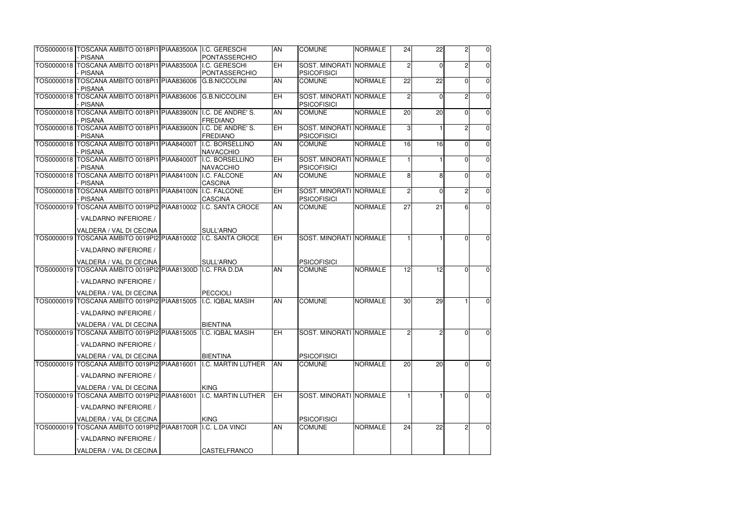| | | | | | | | | | | |
|---|---|---|---|---|---|---|---|---|---|---|
| TOS0000018 | TOSCANA AMBITO 0018 - PISANA | PI1 | PIAA83500A | I.C. GERESCHI PONTASSERCHIO | AN | COMUNE | NORMALE | 24 | 22 | 2 | 0 |
| TOS0000018 | TOSCANA AMBITO 0018 - PISANA | PI1 | PIAA83500A | I.C. GERESCHI PONTASSERCHIO | EH | SOST. MINORATI PSICOFISICI | NORMALE | 2 | 0 | 2 | 0 |
| TOS0000018 | TOSCANA AMBITO 0018 - PISANA | PI1 | PIAA836006 | G.B.NICCOLINI | AN | COMUNE | NORMALE | 22 | 22 | 0 | 0 |
| TOS0000018 | TOSCANA AMBITO 0018 - PISANA | PI1 | PIAA836006 | G.B.NICCOLINI | EH | SOST. MINORATI PSICOFISICI | NORMALE | 2 | 0 | 2 | 0 |
| TOS0000018 | TOSCANA AMBITO 0018 - PISANA | PI1 | PIAA83900N | I.C. DE ANDRE' S. FREDIANO | AN | COMUNE | NORMALE | 20 | 20 | 0 | 0 |
| TOS0000018 | TOSCANA AMBITO 0018 - PISANA | PI1 | PIAA83900N | I.C. DE ANDRE' S. FREDIANO | EH | SOST. MINORATI PSICOFISICI | NORMALE | 3 | 1 | 2 | 0 |
| TOS0000018 | TOSCANA AMBITO 0018 - PISANA | PI1 | PIAA84000T | I.C. BORSELLINO NAVACCHIO | AN | COMUNE | NORMALE | 16 | 16 | 0 | 0 |
| TOS0000018 | TOSCANA AMBITO 0018 - PISANA | PI1 | PIAA84000T | I.C. BORSELLINO NAVACCHIO | EH | SOST. MINORATI PSICOFISICI | NORMALE | 1 | 1 | 0 | 0 |
| TOS0000018 | TOSCANA AMBITO 0018 - PISANA | PI1 | PIAA84100N | I.C. FALCONE CASCINA | AN | COMUNE | NORMALE | 8 | 8 | 0 | 0 |
| TOS0000018 | TOSCANA AMBITO 0018 - PISANA | PI1 | PIAA84100N | I.C. FALCONE CASCINA | EH | SOST. MINORATI PSICOFISICI | NORMALE | 2 | 0 | 2 | 0 |
| TOS0000019 | TOSCANA AMBITO 0019 - VALDARNO INFERIORE / VALDERA / VAL DI CECINA | PI2 | PIAA810002 | I.C. SANTA CROCE SULL'ARNO | AN | COMUNE | NORMALE | 27 | 21 | 6 | 0 |
| TOS0000019 | TOSCANA AMBITO 0019 - VALDARNO INFERIORE / VALDERA / VAL DI CECINA | PI2 | PIAA810002 | I.C. SANTA CROCE SULL'ARNO | EH | SOST. MINORATI PSICOFISICI | NORMALE | 1 | 1 | 0 | 0 |
| TOS0000019 | TOSCANA AMBITO 0019 - VALDARNO INFERIORE / VALDERA / VAL DI CECINA | PI2 | PIAA81300D | I.C. FRA D.DA PECCIOLI | AN | COMUNE | NORMALE | 12 | 12 | 0 | 0 |
| TOS0000019 | TOSCANA AMBITO 0019 - VALDARNO INFERIORE / VALDERA / VAL DI CECINA | PI2 | PIAA815005 | I.C. IQBAL MASIH BIENTINA | AN | COMUNE | NORMALE | 30 | 29 | 1 | 0 |
| TOS0000019 | TOSCANA AMBITO 0019 - VALDARNO INFERIORE / VALDERA / VAL DI CECINA | PI2 | PIAA815005 | I.C. IQBAL MASIH BIENTINA | EH | SOST. MINORATI PSICOFISICI | NORMALE | 2 | 2 | 0 | 0 |
| TOS0000019 | TOSCANA AMBITO 0019 - VALDARNO INFERIORE / VALDERA / VAL DI CECINA | PI2 | PIAA816001 | I.C. MARTIN LUTHER KING | AN | COMUNE | NORMALE | 20 | 20 | 0 | 0 |
| TOS0000019 | TOSCANA AMBITO 0019 - VALDARNO INFERIORE / VALDERA / VAL DI CECINA | PI2 | PIAA816001 | I.C. MARTIN LUTHER KING | EH | SOST. MINORATI PSICOFISICI | NORMALE | 1 | 1 | 0 | 0 |
| TOS0000019 | TOSCANA AMBITO 0019 - VALDARNO INFERIORE / VALDERA / VAL DI CECINA | PI2 | PIAA81700R | I.C. L.DA VINCI CASTELFRANCO | AN | COMUNE | NORMALE | 24 | 22 | 2 | 0 |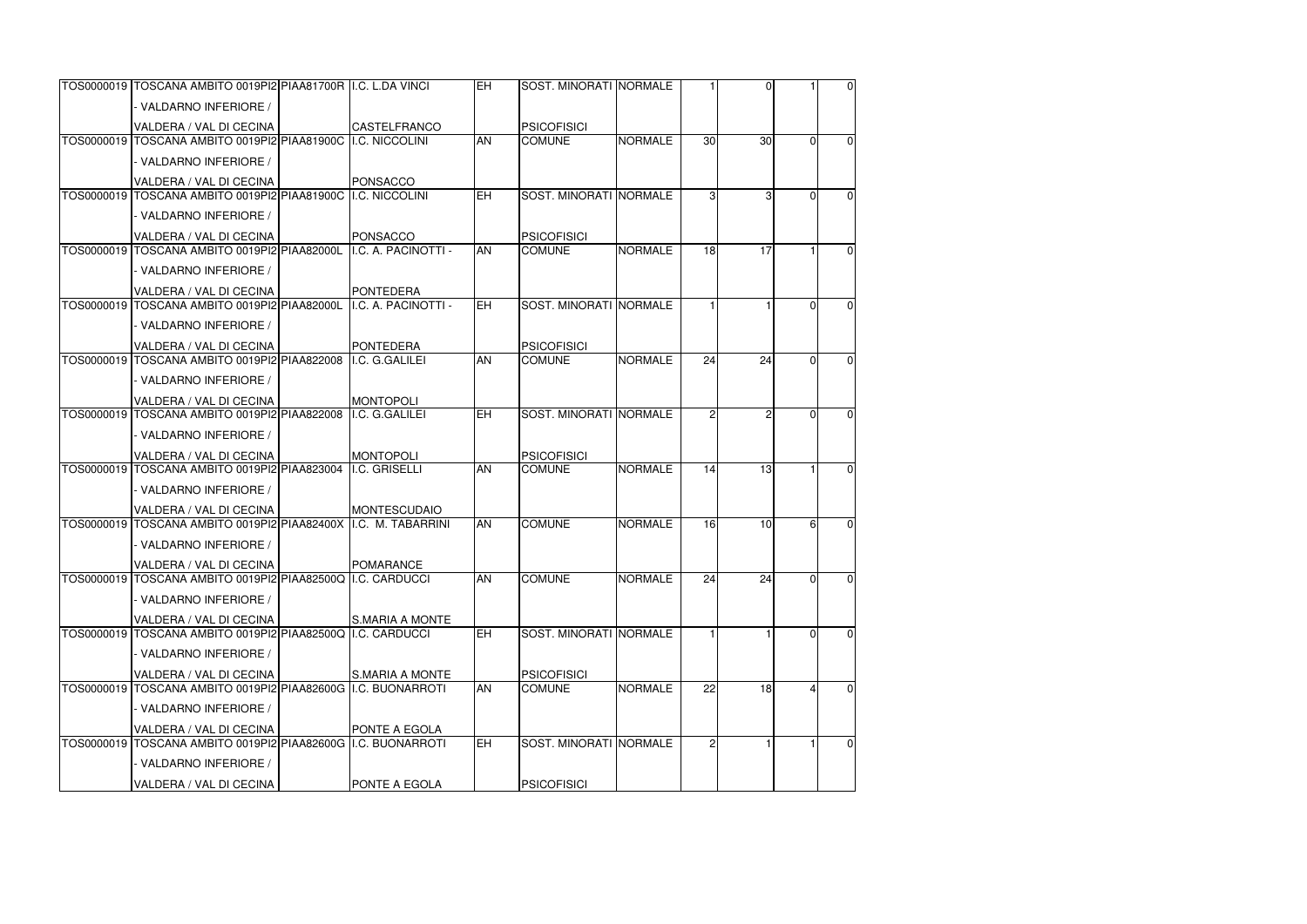| | | | | | | | | | | |
|---|---|---|---|---|---|---|---|---|---|---|
| TOS0000019 | TOSCANA AMBITO 0019PI2 - VALDARNO INFERIORE / VALDERA / VAL DI CECINA | PIAA81700R | I.C. L.DA VINCI CASTELFRANCO | EH | SOST. MINORATI PSICOFISICI | NORMALE | 1 | 0 | 1 | 0 |
| TOS0000019 | TOSCANA AMBITO 0019PI2 - VALDARNO INFERIORE / VALDERA / VAL DI CECINA | PIAA81900C | I.C. NICCOLINI PONSACCO | AN | COMUNE | NORMALE | 30 | 30 | 0 | 0 |
| TOS0000019 | TOSCANA AMBITO 0019PI2 - VALDARNO INFERIORE / VALDERA / VAL DI CECINA | PIAA81900C | I.C. NICCOLINI PONSACCO | EH | SOST. MINORATI PSICOFISICI | NORMALE | 3 | 3 | 0 | 0 |
| TOS0000019 | TOSCANA AMBITO 0019PI2 - VALDARNO INFERIORE / VALDERA / VAL DI CECINA | PIAA82000L | I.C. A. PACINOTTI - PONTEDERA | AN | COMUNE | NORMALE | 18 | 17 | 1 | 0 |
| TOS0000019 | TOSCANA AMBITO 0019PI2 - VALDARNO INFERIORE / VALDERA / VAL DI CECINA | PIAA82000L | I.C. A. PACINOTTI - PONTEDERA | EH | SOST. MINORATI PSICOFISICI | NORMALE | 1 | 1 | 0 | 0 |
| TOS0000019 | TOSCANA AMBITO 0019PI2 - VALDARNO INFERIORE / VALDERA / VAL DI CECINA | PIAA822008 | I.C. G.GALILEI MONTOPOLI | AN | COMUNE | NORMALE | 24 | 24 | 0 | 0 |
| TOS0000019 | TOSCANA AMBITO 0019PI2 - VALDARNO INFERIORE / VALDERA / VAL DI CECINA | PIAA822008 | I.C. G.GALILEI MONTOPOLI | EH | SOST. MINORATI PSICOFISICI | NORMALE | 2 | 2 | 0 | 0 |
| TOS0000019 | TOSCANA AMBITO 0019PI2 - VALDARNO INFERIORE / VALDERA / VAL DI CECINA | PIAA823004 | I.C. GRISELLI MONTESCUDAIO | AN | COMUNE | NORMALE | 14 | 13 | 1 | 0 |
| TOS0000019 | TOSCANA AMBITO 0019PI2 - VALDARNO INFERIORE / VALDERA / VAL DI CECINA | PIAA82400X | I.C. M. TABARRINI POMARANCE | AN | COMUNE | NORMALE | 16 | 10 | 6 | 0 |
| TOS0000019 | TOSCANA AMBITO 0019PI2 - VALDARNO INFERIORE / VALDERA / VAL DI CECINA | PIAA82500Q | I.C. CARDUCCI S.MARIA A MONTE | AN | COMUNE | NORMALE | 24 | 24 | 0 | 0 |
| TOS0000019 | TOSCANA AMBITO 0019PI2 - VALDARNO INFERIORE / VALDERA / VAL DI CECINA | PIAA82500Q | I.C. CARDUCCI S.MARIA A MONTE | EH | SOST. MINORATI PSICOFISICI | NORMALE | 1 | 1 | 0 | 0 |
| TOS0000019 | TOSCANA AMBITO 0019PI2 - VALDARNO INFERIORE / VALDERA / VAL DI CECINA | PIAA82600G | I.C. BUONARROTI PONTE A EGOLA | AN | COMUNE | NORMALE | 22 | 18 | 4 | 0 |
| TOS0000019 | TOSCANA AMBITO 0019PI2 - VALDARNO INFERIORE / VALDERA / VAL DI CECINA | PIAA82600G | I.C. BUONARROTI PONTE A EGOLA | EH | SOST. MINORATI PSICOFISICI | NORMALE | 2 | 1 | 1 | 0 |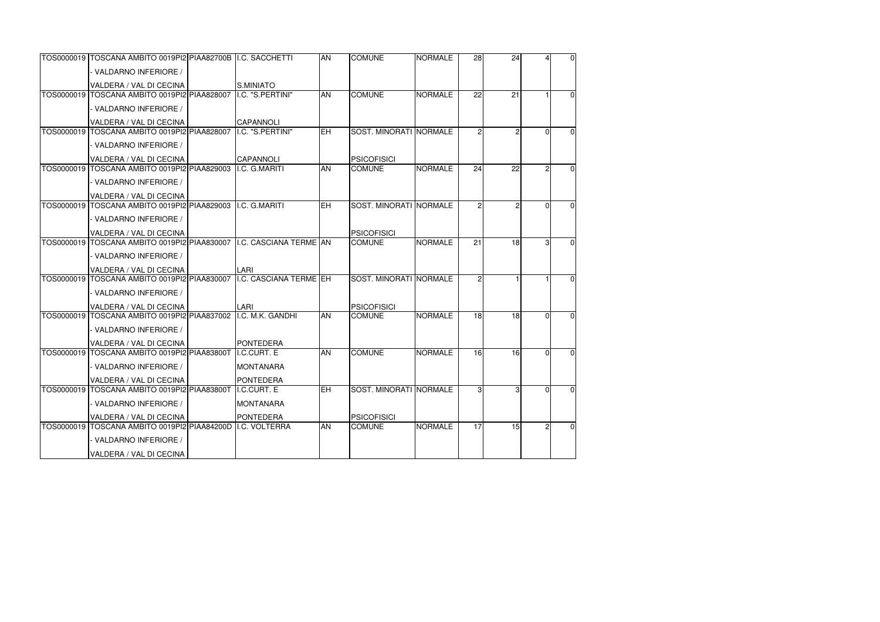| | | | | | | | | | | |
|---|---|---|---|---|---|---|---|---|---|---|
| TOS0000019 | TOSCANA AMBITO 0019PI2 - VALDARNO INFERIORE / VALDERA / VAL DI CECINA | PIAA82700B | I.C. SACCHETTI S.MINIATO | AN | COMUNE | NORMALE | 28 | 24 | 4 | 0 |
| TOS0000019 | TOSCANA AMBITO 0019PI2 - VALDARNO INFERIORE / VALDERA / VAL DI CECINA | PIAA828007 | I.C. "S.PERTINI" CAPANNOLI | AN | COMUNE | NORMALE | 22 | 21 | 1 | 0 |
| TOS0000019 | TOSCANA AMBITO 0019PI2 - VALDARNO INFERIORE / VALDERA / VAL DI CECINA | PIAA828007 | I.C. "S.PERTINI" CAPANNOLI | EH | SOST. MINORATI PSICOFISICI | NORMALE | 2 | 2 | 0 | 0 |
| TOS0000019 | TOSCANA AMBITO 0019PI2 - VALDARNO INFERIORE / VALDERA / VAL DI CECINA | PIAA829003 | I.C. G.MARITI | AN | COMUNE | NORMALE | 24 | 22 | 2 | 0 |
| TOS0000019 | TOSCANA AMBITO 0019PI2 - VALDARNO INFERIORE / VALDERA / VAL DI CECINA | PIAA829003 | I.C. G.MARITI | EH | SOST. MINORATI PSICOFISICI | NORMALE | 2 | 2 | 0 | 0 |
| TOS0000019 | TOSCANA AMBITO 0019PI2 - VALDARNO INFERIORE / VALDERA / VAL DI CECINA | PIAA830007 | I.C. CASCIANA TERME LARI | AN | COMUNE | NORMALE | 21 | 18 | 3 | 0 |
| TOS0000019 | TOSCANA AMBITO 0019PI2 - VALDARNO INFERIORE / VALDERA / VAL DI CECINA | PIAA830007 | I.C. CASCIANA TERME LARI | EH | SOST. MINORATI PSICOFISICI | NORMALE | 2 | 1 | 1 | 0 |
| TOS0000019 | TOSCANA AMBITO 0019PI2 - VALDARNO INFERIORE / VALDERA / VAL DI CECINA | PIAA837002 | I.C. M.K. GANDHI PONTEDERA | AN | COMUNE | NORMALE | 18 | 18 | 0 | 0 |
| TOS0000019 | TOSCANA AMBITO 0019PI2 - VALDARNO INFERIORE / VALDERA / VAL DI CECINA | PIAA83800T | I.C.CURT. E MONTANARA PONTEDERA | AN | COMUNE | NORMALE | 16 | 16 | 0 | 0 |
| TOS0000019 | TOSCANA AMBITO 0019PI2 - VALDARNO INFERIORE / VALDERA / VAL DI CECINA | PIAA83800T | I.C.CURT. E MONTANARA PONTEDERA | EH | SOST. MINORATI PSICOFISICI | NORMALE | 3 | 3 | 0 | 0 |
| TOS0000019 | TOSCANA AMBITO 0019PI2 - VALDARNO INFERIORE / VALDERA / VAL DI CECINA | PIAA84200D | I.C. VOLTERRA | AN | COMUNE | NORMALE | 17 | 15 | 2 | 0 |